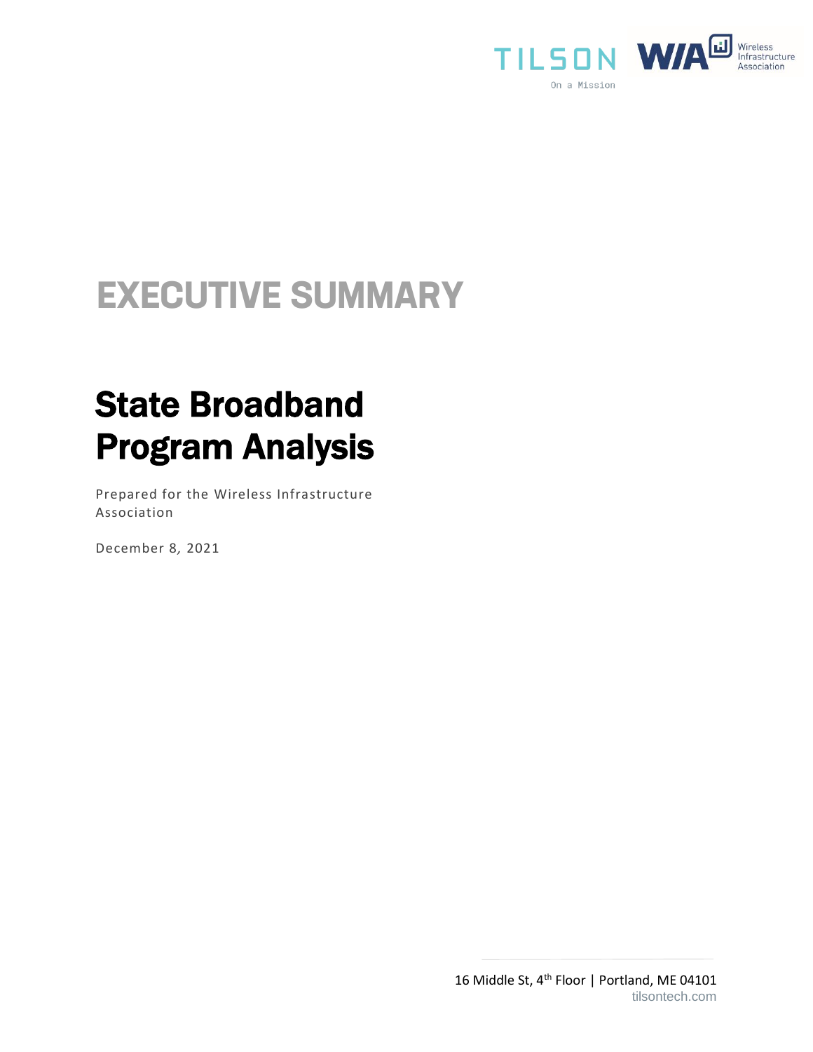TILSON

On a Mission

WIA Wireless Infrastructure Association

# EXECUTIVE SUMMARY

# State Broadband Program Analysis

Prepared for the Wireless Infrastructure Association

December 8, 2021

16 Middle St, 4th Floor | Portland, ME 04101
tilsontech.com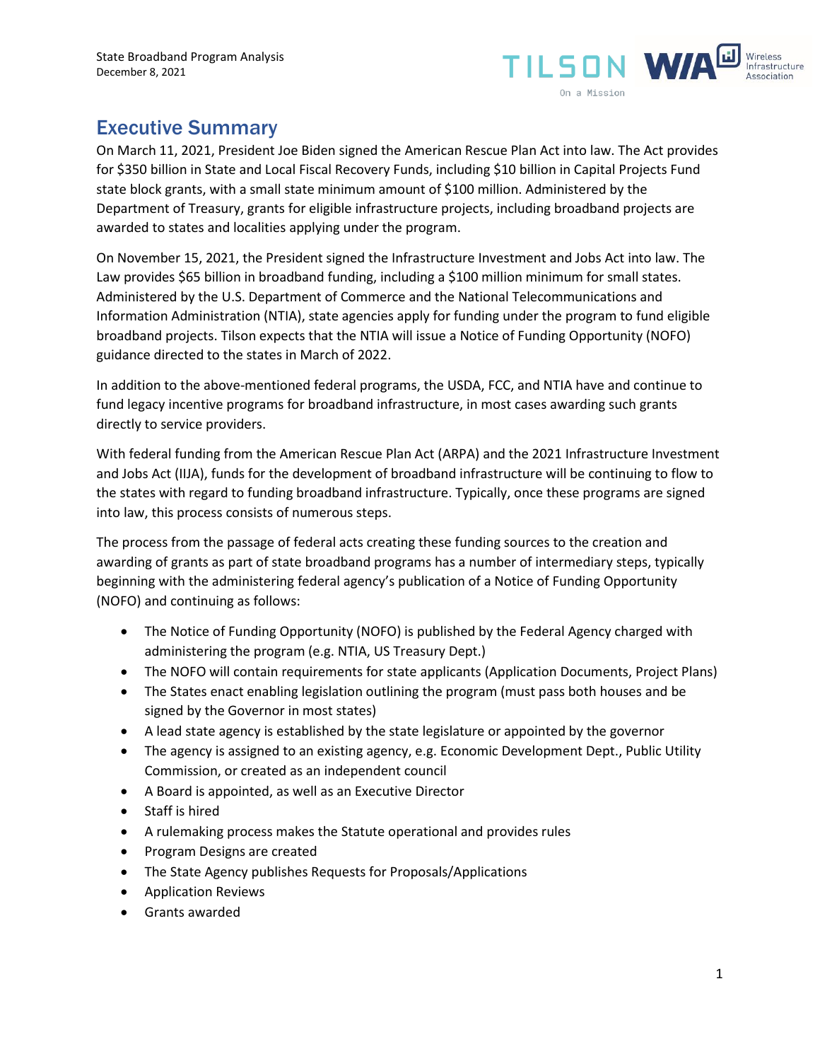# Executive Summary

On March 11, 2021, President Joe Biden signed the American Rescue Plan Act into law. The Act provides for $350 billion in State and Local Fiscal Recovery Funds, including $10 billion in Capital Projects Fund state block grants, with a small state minimum amount of $100 million. Administered by the Department of Treasury, grants for eligible infrastructure projects, including broadband projects are awarded to states and localities applying under the program.

On November 15, 2021, the President signed the Infrastructure Investment and Jobs Act into law. The Law provides $65 billion in broadband funding, including a $100 million minimum for small states. Administered by the U.S. Department of Commerce and the National Telecommunications and Information Administration (NTIA), state agencies apply for funding under the program to fund eligible broadband projects. Tilson expects that the NTIA will issue a Notice of Funding Opportunity (NOFO) guidance directed to the states in March of 2022.

In addition to the above-mentioned federal programs, the USDA, FCC, and NTIA have and continue to fund legacy incentive programs for broadband infrastructure, in most cases awarding such grants directly to service providers.

With federal funding from the American Rescue Plan Act (ARPA) and the 2021 Infrastructure Investment and Jobs Act (IIJA), funds for the development of broadband infrastructure will be continuing to flow to the states with regard to funding broadband infrastructure. Typically, once these programs are signed into law, this process consists of numerous steps.

The process from the passage of federal acts creating these funding sources to the creation and awarding of grants as part of state broadband programs has a number of intermediary steps, typically beginning with the administering federal agency's publication of a Notice of Funding Opportunity (NOFO) and continuing as follows:

- The Notice of Funding Opportunity (NOFO) is published by the Federal Agency charged with administering the program (e.g. NTIA, US Treasury Dept.)
- The NOFO will contain requirements for state applicants (Application Documents, Project Plans)
- The States enact enabling legislation outlining the program (must pass both houses and be signed by the Governor in most states)
- A lead state agency is established by the state legislature or appointed by the governor
- The agency is assigned to an existing agency, e.g. Economic Development Dept., Public Utility Commission, or created as an independent council
- A Board is appointed, as well as an Executive Director
- Staff is hired
- A rulemaking process makes the Statute operational and provides rules
- Program Designs are created
- The State Agency publishes Requests for Proposals/Applications
- Application Reviews
- Grants awarded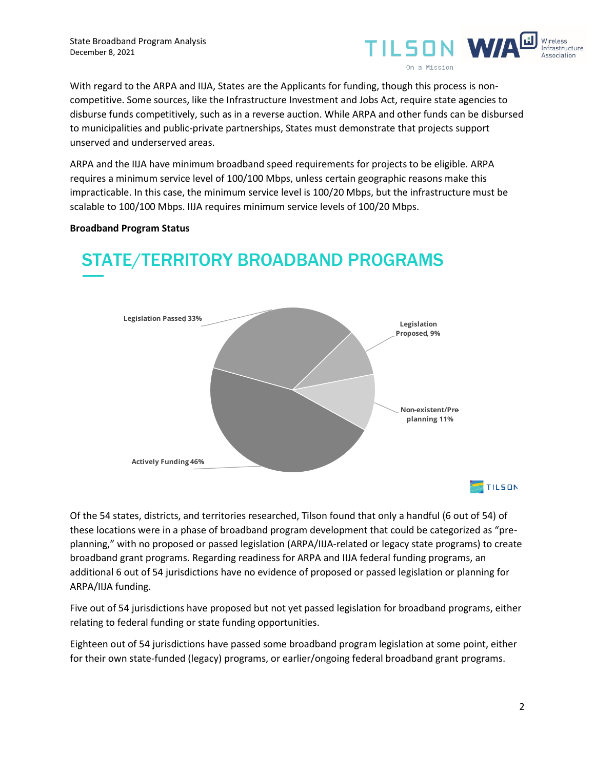With regard to the ARPA and IIJA, States are the Applicants for funding, though this process is non-competitive. Some sources, like the Infrastructure Investment and Jobs Act, require state agencies to disburse funds competitively, such as in a reverse auction. While ARPA and other funds can be disbursed to municipalities and public-private partnerships, States must demonstrate that projects support unserved and underserved areas.

ARPA and the IIJA have minimum broadband speed requirements for projects to be eligible. ARPA requires a minimum service level of 100/100 Mbps, unless certain geographic reasons make this impractiable. In this case, the minimum service level is 100/20 Mbps, but the infrastructure must be scalable to 100/100 Mbps. IIJA requires minimum service levels of 100/20 Mbps.

**Broadband Program Status**

## STATE/TERRITORY BROADBAND PROGRAMS

Legislation Passed 33%
Legislation Proposed, 9%
Non-existent/Pre-planning 11%
Actively Funding 46%

TILSON

Of the 54 states, districts, and territories researched, Tilson found that only a handful (6 out of 54) of these locations were in a phase of broadband program development that could be categorized as "pre-planning," with no proposed or passed legislation (ARPA/IIJA-related or legacy state programs) to create broadband grant programs. Regarding readiness for ARPA and IIJA federal funding programs, an additional 6 out of 54 jurisdictions have no evidence of proposed or passed legislation or planning for ARPA/IIJA funding.

Five out of 54 jurisdictions have proposed but not yet passed legislation for broadband programs, either relating to federal funding or state funding opportunities.

Eighteen out of 54 jurisdictions have passed some broadband program legislation at some point, either for their own state-funded (legacy) programs, or earlier/ongoing federal broadband grant programs.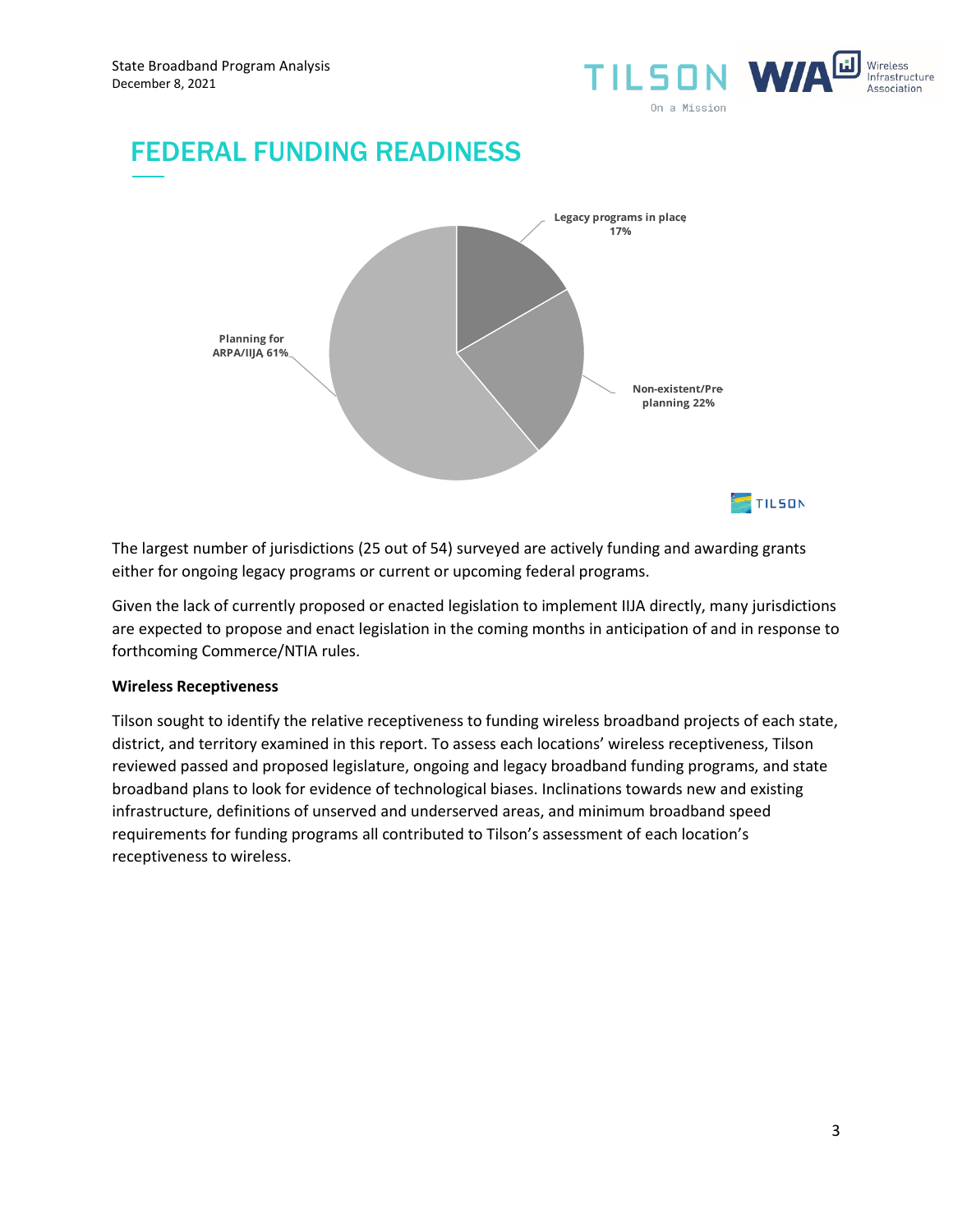# FEDERAL FUNDING READINESS

The largest number of jurisdictions (25 out of 54) surveyed are actively funding and awarding grants either for ongoing legacy programs or current or upcoming federal programs.

Given the lack of currently proposed or enacted legislation to implement IIJA directly, many jurisdictions are expected to propose and enact legislation in the coming months in anticipation of and in response to forthcoming Commerce/NTIA rules.

**Wireless Receptiveness**

Tilson sought to identify the relative receptiveness to funding wireless broadband projects of each state, district, and territory examined in this report. To assess each locations' wireless receptiveness, Tilson reviewed passed and proposed legislature, ongoing and legacy broadband funding programs, and state broadband plans to look for evidence of technological biases. Inclinations towards new and existing infrastructure, definitions of unserved and underserved areas, and minimum broadband speed requirements for funding programs all contributed to Tilson's assessment of each location's receptiveness to wireless.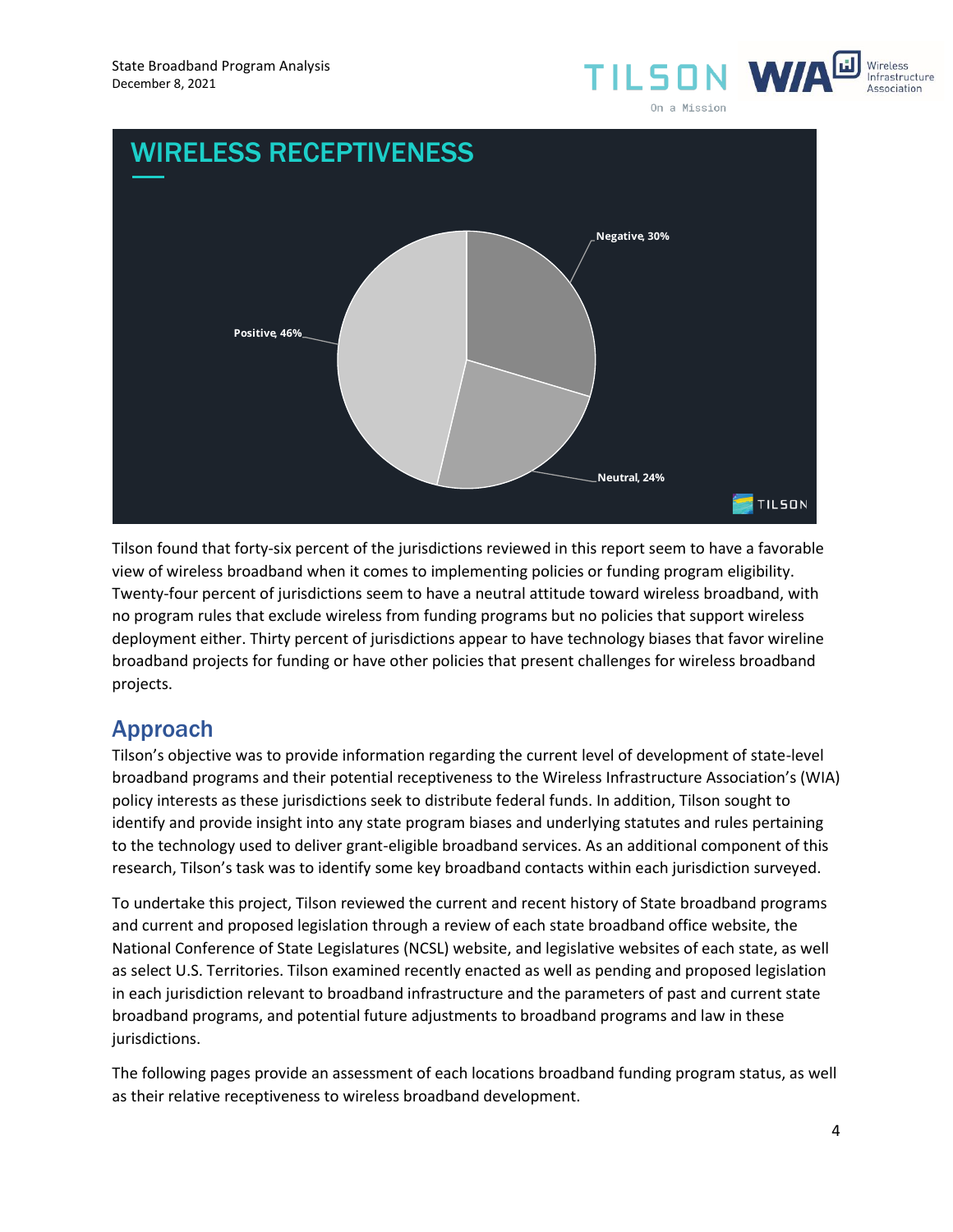## WIRELESS RECEPTIVENESS

Negative, 30%

Positive, 46%

Neutral, 24%

TILSON

Tilson found that forty-six percent of the jurisdictions reviewed in this report seem to have a favorable view of wireless broadband when it comes to implementing policies or funding program eligibility. Twenty-four percent of jurisdictions seem to have a neutral attitude toward wireless broadband, with no program rules that exclude wireless from funding programs but no policies that support wireless deployment either. Thirty percent of jurisdictions appear to have technology biases that favor wireline broadband projects for funding or have other policies that present challenges for wireless broadband projects.

## Approach

Tilson's objective was to provide information regarding the current level of development of state-level broadband programs and their potential receptiveness to the Wireless Infrastructure Association's (WIA) policy interests as these jurisdictions seek to distribute federal funds. In addition, Tilson sought to identify and provide insight into any state program biases and underlying statutes and rules pertaining to the technology used to deliver grant-eligible broadband services. As an additional component of this research, Tilson's task was to identify some key broadband contacts within each jurisdiction surveyed.

To undertake this project, Tilson reviewed the current and recent history of State broadband programs and current and proposed legislation through a review of each state broadband office website, the National Conference of State Legislatures (NCSL) website, and legislative websites of each state, as well as select U.S. Territories. Tilson examined recently enacted as well as pending and proposed legislation in each jurisdiction relevant to broadband infrastructure and the parameters of past and current state broadband programs, and potential future adjustments to broadband programs and law in these jurisdictions.

The following pages provide an assessment of each locations broadband funding program status, as well as their relative receptiveness to wireless broadband development.